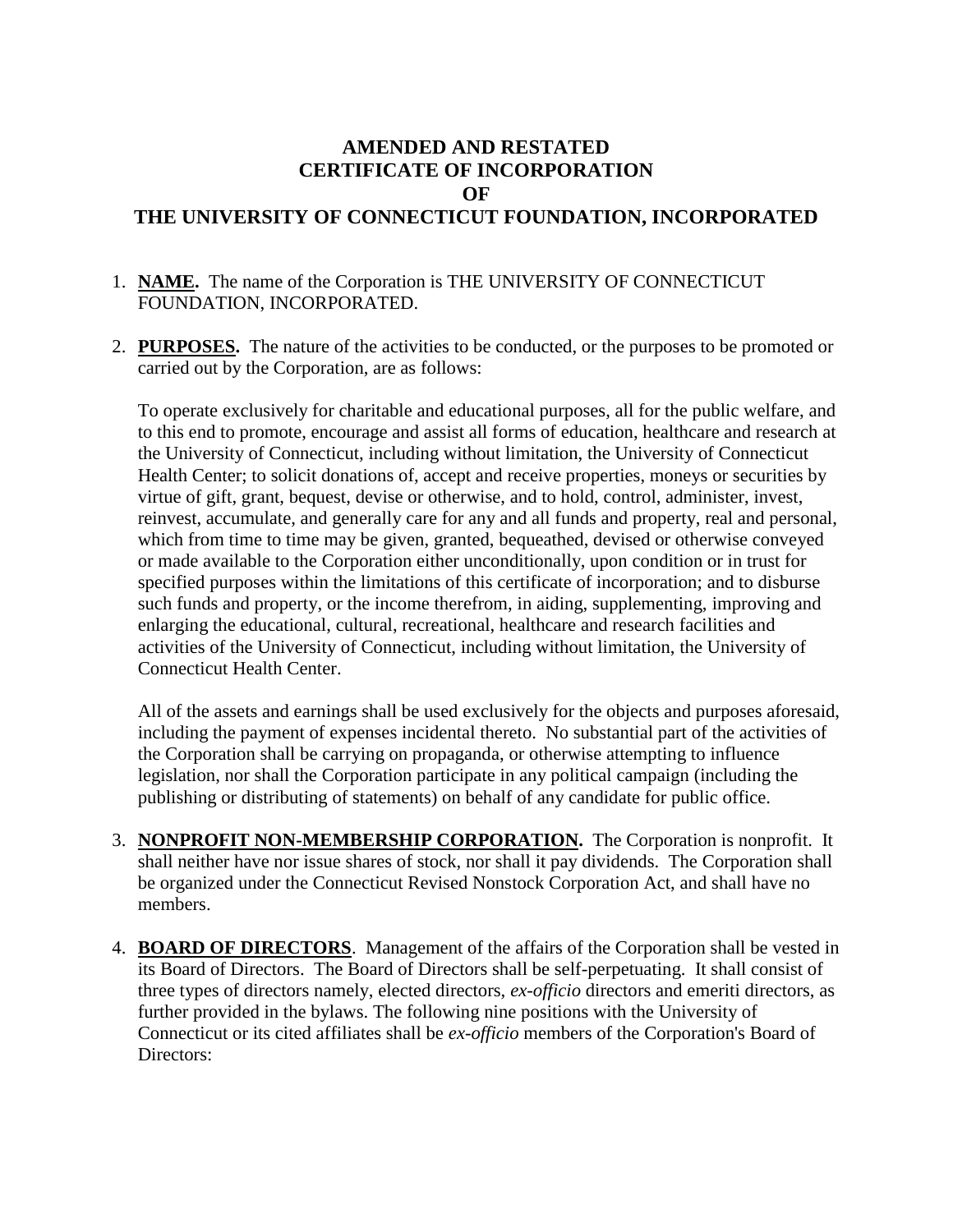# AMENDED AND RESTATED CERTIFICATE OF INCORPORATION OF THE UNIVERSITY OF CONNECTICUT FOUNDATION, INCORPORATED

1. **NAME.** The name of the Corporation is THE UNIVERSITY OF CONNECTICUT FOUNDATION, INCORPORATED.

2. **PURPOSES.** The nature of the activities to be conducted, or the purposes to be promoted or carried out by the Corporation, are as follows:

   To operate exclusively for charitable and educational purposes, all for the public welfare, and to this end to promote, encourage and assist all forms of education, healthcare and research at the University of Connecticut, including without limitation, the University of Connecticut Health Center; to solicit donations of, accept and receive properties, moneys or securities by virtue of gift, grant, bequest, devise or otherwise, and to hold, control, administer, invest, reinvest, accumulate, and generally care for any and all funds and property, real and personal, which from time to time may be given, granted, bequeathed, devised or otherwise conveyed or made available to the Corporation either unconditionally, upon condition or in trust for specified purposes within the limitations of this certificate of incorporation; and to disburse such funds and property, or the income therefrom, in aiding, supplementing, improving and enlarging the educational, cultural, recreational, healthcare and research facilities and activities of the University of Connecticut, including without limitation, the University of Connecticut Health Center.

   All of the assets and earnings shall be used exclusively for the objects and purposes aforesaid, including the payment of expenses incidental thereto. No substantial part of the activities of the Corporation shall be carrying on propaganda, or otherwise attempting to influence legislation, nor shall the Corporation participate in any political campaign (including the publishing or distributing of statements) on behalf of any candidate for public office.

3. **NONPROFIT NON-MEMBERSHIP CORPORATION.** The Corporation is nonprofit. It shall neither have nor issue shares of stock, nor shall it pay dividends. The Corporation shall be organized under the Connecticut Revised Nonstock Corporation Act, and shall have no members.

4. **BOARD OF DIRECTORS**. Management of the affairs of the Corporation shall be vested in its Board of Directors. The Board of Directors shall be self-perpetuating. It shall consist of three types of directors namely, elected directors, *ex-officio* directors and emeriti directors, as further provided in the bylaws. The following nine positions with the University of Connecticut or its cited affiliates shall be *ex-officio* members of the Corporation's Board of Directors: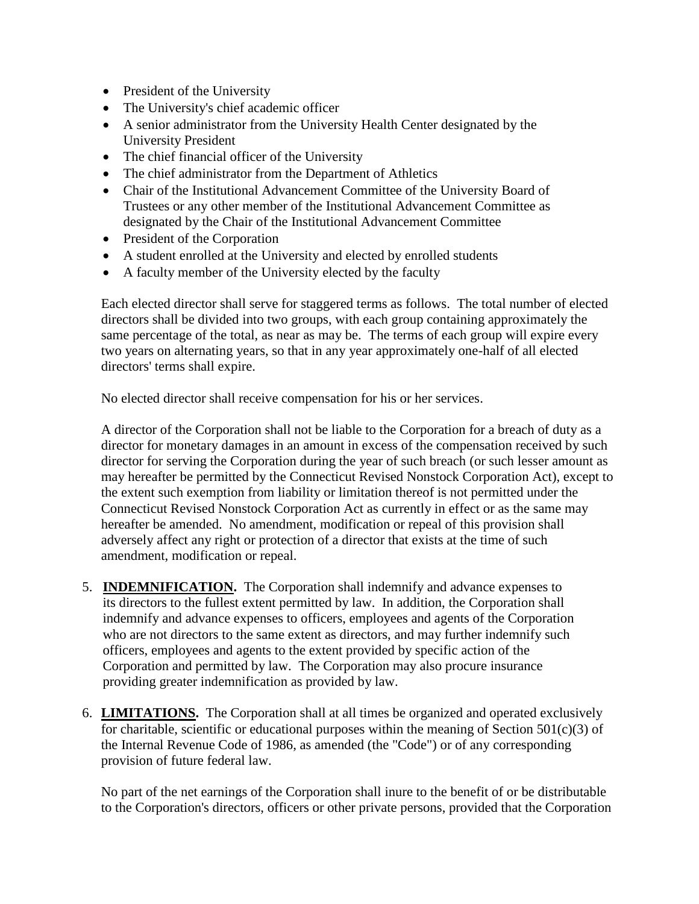- President of the University
- The University's chief academic officer
- A senior administrator from the University Health Center designated by the University President
- The chief financial officer of the University
- The chief administrator from the Department of Athletics
- Chair of the Institutional Advancement Committee of the University Board of Trustees or any other member of the Institutional Advancement Committee as designated by the Chair of the Institutional Advancement Committee
- President of the Corporation
- A student enrolled at the University and elected by enrolled students
- A faculty member of the University elected by the faculty

Each elected director shall serve for staggered terms as follows. The total number of elected directors shall be divided into two groups, with each group containing approximately the same percentage of the total, as near as may be. The terms of each group will expire every two years on alternating years, so that in any year approximately one-half of all elected directors' terms shall expire.

No elected director shall receive compensation for his or her services.

A director of the Corporation shall not be liable to the Corporation for a breach of duty as a director for monetary damages in an amount in excess of the compensation received by such director for serving the Corporation during the year of such breach (or such lesser amount as may hereafter be permitted by the Connecticut Revised Nonstock Corporation Act), except to the extent such exemption from liability or limitation thereof is not permitted under the Connecticut Revised Nonstock Corporation Act as currently in effect or as the same may hereafter be amended. No amendment, modification or repeal of this provision shall adversely affect any right or protection of a director that exists at the time of such amendment, modification or repeal.

5. **INDEMNIFICATION.** The Corporation shall indemnify and advance expenses to its directors to the fullest extent permitted by law. In addition, the Corporation shall indemnify and advance expenses to officers, employees and agents of the Corporation who are not directors to the same extent as directors, and may further indemnify such officers, employees and agents to the extent provided by specific action of the Corporation and permitted by law. The Corporation may also procure insurance providing greater indemnification as provided by law.

6. **LIMITATIONS.** The Corporation shall at all times be organized and operated exclusively for charitable, scientific or educational purposes within the meaning of Section 501(c)(3) of the Internal Revenue Code of 1986, as amended (the "Code") or of any corresponding provision of future federal law.

   No part of the net earnings of the Corporation shall inure to the benefit of or be distributable to the Corporation's directors, officers or other private persons, provided that the Corporation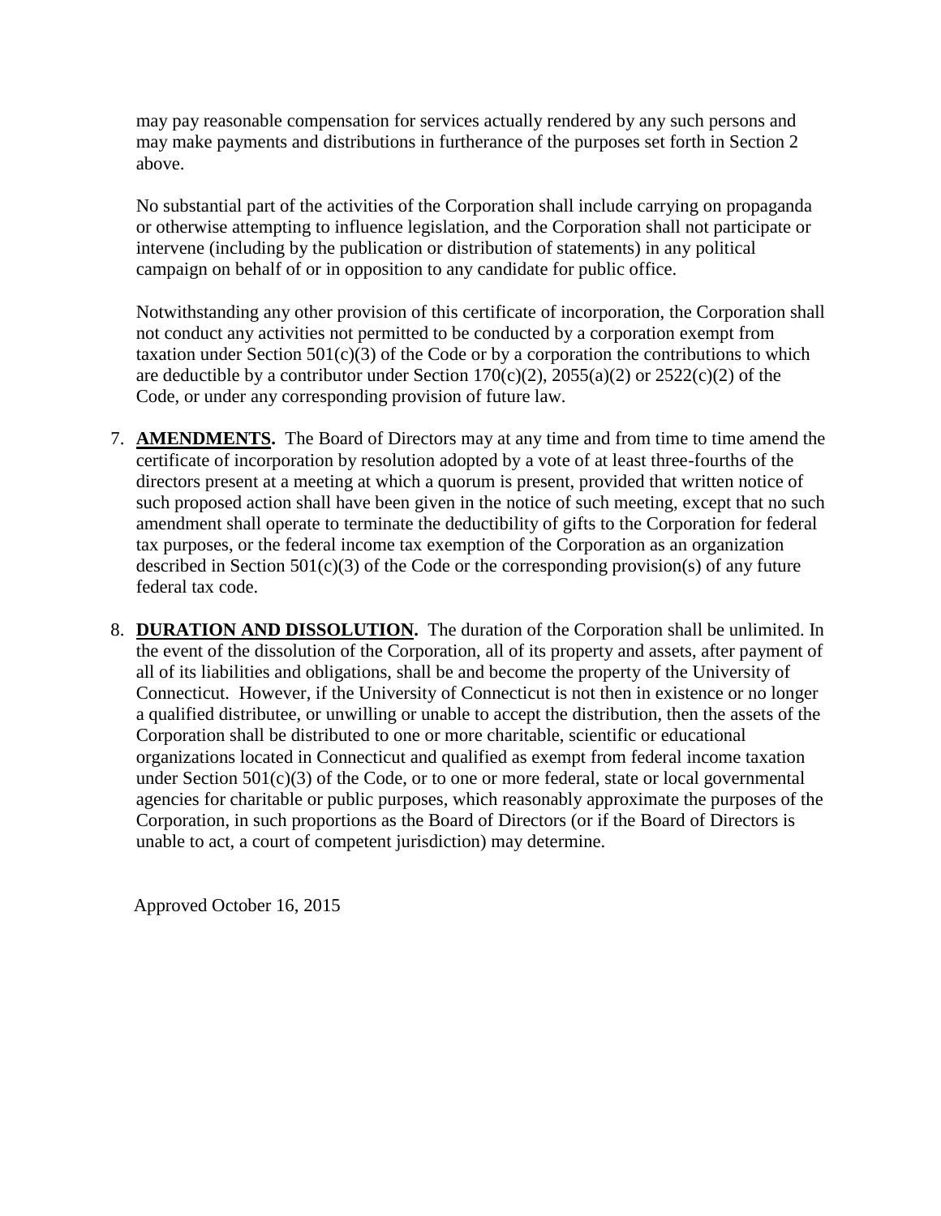may pay reasonable compensation for services actually rendered by any such persons and may make payments and distributions in furtherance of the purposes set forth in Section 2 above.

No substantial part of the activities of the Corporation shall include carrying on propaganda or otherwise attempting to influence legislation, and the Corporation shall not participate or intervene (including by the publication or distribution of statements) in any political campaign on behalf of or in opposition to any candidate for public office.

Notwithstanding any other provision of this certificate of incorporation, the Corporation shall not conduct any activities not permitted to be conducted by a corporation exempt from taxation under Section 501(c)(3) of the Code or by a corporation the contributions to which are deductible by a contributor under Section 170(c)(2), 2055(a)(2) or 2522(c)(2) of the Code, or under any corresponding provision of future law.

7. **AMENDMENTS.** The Board of Directors may at any time and from time to time amend the certificate of incorporation by resolution adopted by a vote of at least three-fourths of the directors present at a meeting at which a quorum is present, provided that written notice of such proposed action shall have been given in the notice of such meeting, except that no such amendment shall operate to terminate the deductibility of gifts to the Corporation for federal tax purposes, or the federal income tax exemption of the Corporation as an organization described in Section 501(c)(3) of the Code or the corresponding provision(s) of any future federal tax code.

8. **DURATION AND DISSOLUTION.** The duration of the Corporation shall be unlimited. In the event of the dissolution of the Corporation, all of its property and assets, after payment of all of its liabilities and obligations, shall be and become the property of the University of Connecticut. However, if the University of Connecticut is not then in existence or no longer a qualified distributee, or unwilling or unable to accept the distribution, then the assets of the Corporation shall be distributed to one or more charitable, scientific or educational organizations located in Connecticut and qualified as exempt from federal income taxation under Section 501(c)(3) of the Code, or to one or more federal, state or local governmental agencies for charitable or public purposes, which reasonably approximate the purposes of the Corporation, in such proportions as the Board of Directors (or if the Board of Directors is unable to act, a court of competent jurisdiction) may determine.

Approved October 16, 2015